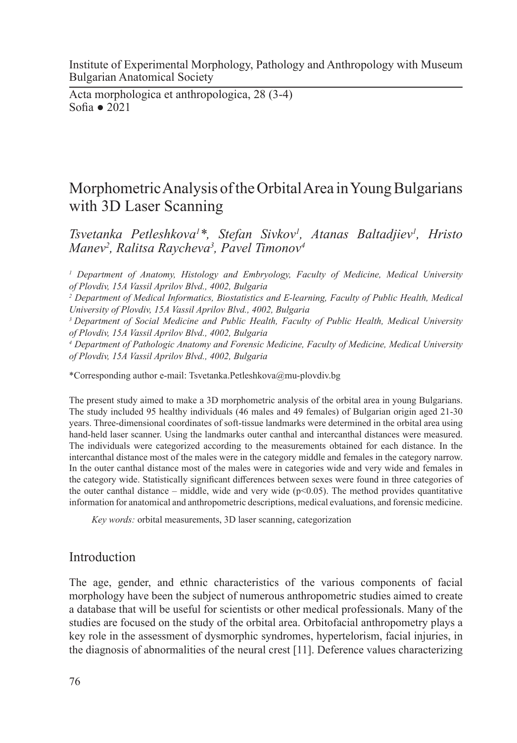Institute of Experimental Morphology, Pathology and Anthropology with Museum
Bulgarian Anatomical Society

Acta morphologica et anthropologica, 28 (3-4)
Sofia ● 2021

# Morphometric Analysis of the Orbital Area in Young Bulgarians with 3D Laser Scanning

*Tsvetanka Petleshkova[1]\*, Stefan Sivkov[1], Atanas Baltadjiev[1], Hristo Manev[2], Ralitsa Raycheva[3], Pavel Timonov[4]*

*[1] Department of Anatomy, Histology and Embryology, Faculty of Medicine, Medical University of Plovdiv, 15A Vassil Aprilov Blvd., 4002, Bulgaria*
*[2] Department of Medical Informatics, Biostatistics and E-learning, Faculty of Public Health, Medical University of Plovdiv, 15A Vassil Aprilov Blvd., 4002, Bulgaria*
*[3] Department of Social Medicine and Public Health, Faculty of Public Health, Medical University of Plovdiv, 15A Vassil Aprilov Blvd., 4002, Bulgaria*
*[4] Department of Pathologic Anatomy and Forensic Medicine, Faculty of Medicine, Medical University of Plovdiv, 15A Vassil Aprilov Blvd., 4002, Bulgaria*

*Corresponding author e-mail: Tsvetanka.Petleshkova@mu-plovdiv.bg

The present study aimed to make a 3D morphometric analysis of the orbital area in young Bulgarians. The study included 95 healthy individuals (46 males and 49 females) of Bulgarian origin aged 21-30 years. Three-dimensional coordinates of soft-tissue landmarks were determined in the orbital area using hand-held laser scanner. Using the landmarks outer canthal and intercanthal distances were measured. The individuals were categorized according to the measurements obtained for each distance. In the intercanthal distance most of the males were in the category middle and females in the category narrow. In the outer canthal distance most of the males were in categories wide and very wide and females in the category wide. Statistically significant differences between sexes were found in three categories of the outer canthal distance – middle, wide and very wide ($p<0.05$). The method provides quantitative information for anatomical and anthropometric descriptions, medical evaluations, and forensic medicine.

*Key words:* orbital measurements, 3D laser scanning, categorization

## Introduction

The age, gender, and ethnic characteristics of the various components of facial morphology have been the subject of numerous anthropometric studies aimed to create a database that will be useful for scientists or other medical professionals. Many of the studies are focused on the study of the orbital area. Orbitofacial anthropometry plays a key role in the assessment of dysmorphic syndromes, hypertelorism, facial injuries, in the diagnosis of abnormalities of the neural crest [11]. Deference values characterizing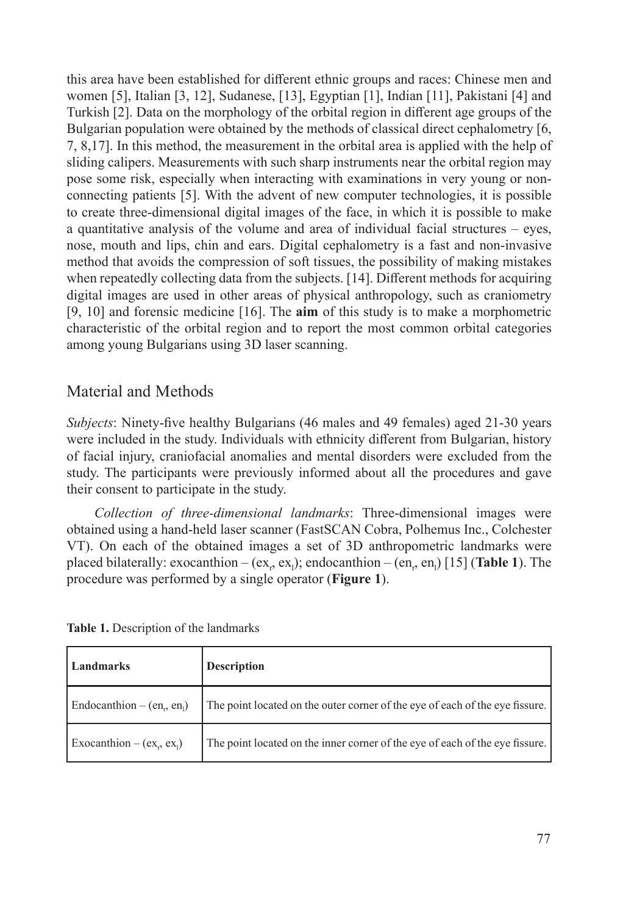this area have been established for different ethnic groups and races: Chinese men and women [5], Italian [3, 12], Sudanese, [13], Egyptian [1], Indian [11], Pakistani [4] and Turkish [2]. Data on the morphology of the orbital region in different age groups of the Bulgarian population were obtained by the methods of classical direct cephalometry [6, 7, 8,17]. In this method, the measurement in the orbital area is applied with the help of sliding calipers. Measurements with such sharp instruments near the orbital region may pose some risk, especially when interacting with examinations in very young or non-connecting patients [5]. With the advent of new computer technologies, it is possible to create three-dimensional digital images of the face, in which it is possible to make a quantitative analysis of the volume and area of individual facial structures – eyes, nose, mouth and lips, chin and ears. Digital cephalometry is a fast and non-invasive method that avoids the compression of soft tissues, the possibility of making mistakes when repeatedly collecting data from the subjects. [14]. Different methods for acquiring digital images are used in other areas of physical anthropology, such as craniometry [9, 10] and forensic medicine [16]. The **aim** of this study is to make a morphometric characteristic of the orbital region and to report the most common orbital categories among young Bulgarians using 3D laser scanning.

## Material and Methods

*Subjects*: Ninety-five healthy Bulgarians (46 males and 49 females) aged 21-30 years were included in the study. Individuals with ethnicity different from Bulgarian, history of facial injury, craniofacial anomalies and mental disorders were excluded from the study. The participants were previously informed about all the procedures and gave their consent to participate in the study.

*Collection of three-dimensional landmarks*: Three-dimensional images were obtained using a hand-held laser scanner (FastSCAN Cobra, Polhemus Inc., Colchester VT). On each of the obtained images a set of 3D anthropometric landmarks were placed bilaterally: exocanthion – ($ex_r$, $ex_l$); endocanthion – ($en_r$, $en_l$) [15] (**Table 1**). The procedure was performed by a single operator (**Figure 1**).

**Table 1.** Description of the landmarks

| **Landmarks** | **Description** |
|---|---|
| Endocanthion – ($en_r$, $en_l$) | The point located on the outer corner of the eye of each of the eye fissure. |
| Exocanthion – ($ex_r$, $ex_l$) | The point located on the inner corner of the eye of each of the eye fissure. |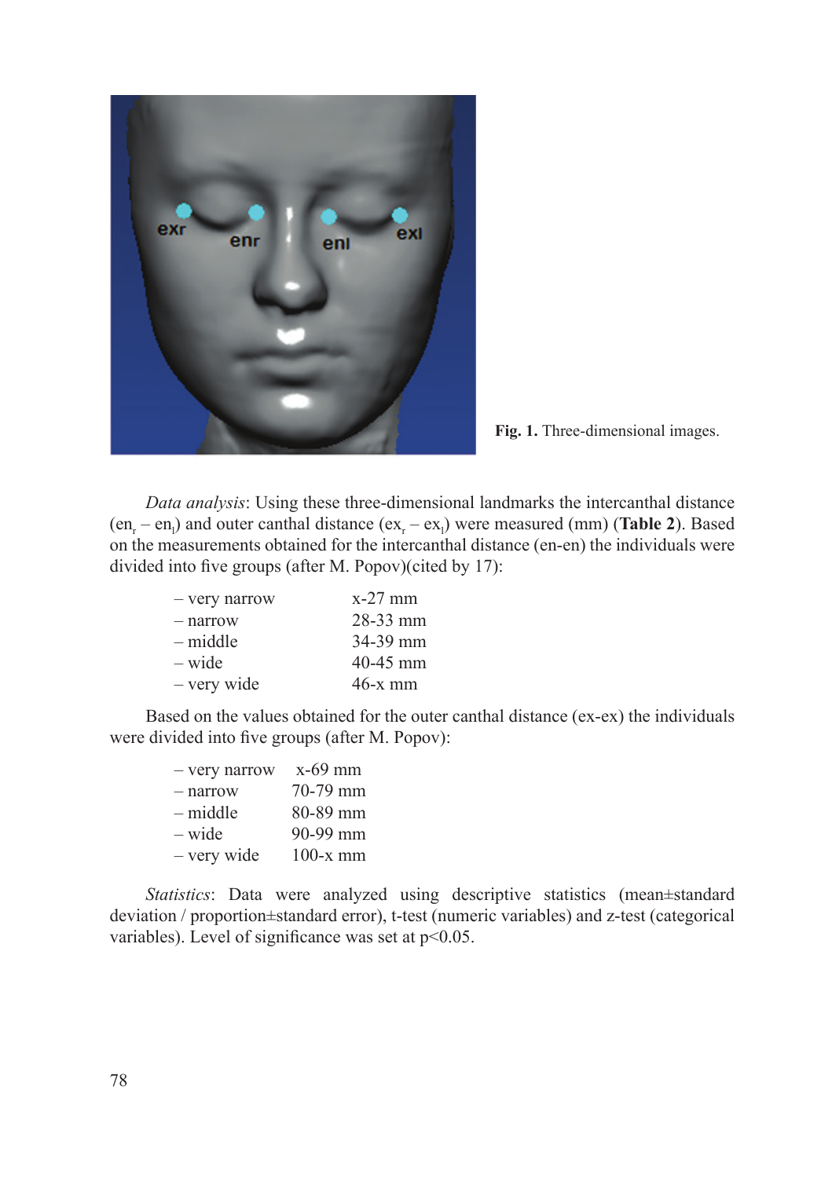Fig. 1. Three-dimensional images.

*Data analysis*: Using these three-dimensional landmarks the intercanthal distance ($en_r - en_l$) and outer canthal distance ($ex_r - ex_l$) were measured (mm) (**Table 2**). Based on the measurements obtained for the intercanthal distance (en-en) the individuals were divided into five groups (after M. Popov)(cited by 17):

| | |
|---|---|
| – very narrow | x-27 mm |
| – narrow | 28-33 mm |
| – middle | 34-39 mm |
| – wide | 40-45 mm |
| – very wide | 46-x mm |

Based on the values obtained for the outer canthal distance (ex-ex) the individuals were divided into five groups (after M. Popov):

| | |
|---|---|
| – very narrow | x-69 mm |
| – narrow | 70-79 mm |
| – middle | 80-89 mm |
| – wide | 90-99 mm |
| – very wide | 100-x mm |

*Statistics*: Data were analyzed using descriptive statistics (mean±standard deviation / proportion±standard error), t-test (numeric variables) and z-test (categorical variables). Level of significance was set at $p<0.05$.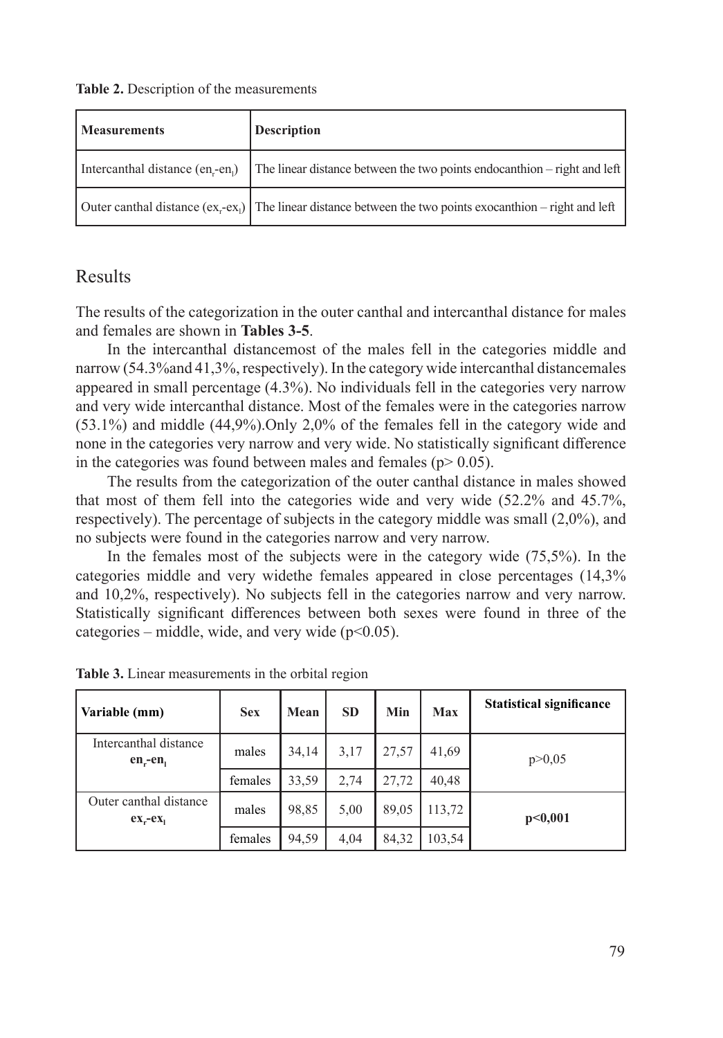**Table 2.** Description of the measurements

| **Measurements** | **Description** |
| --- | --- |
| Intercanthal distance ($en_r$-$en_l$) | The linear distance between the two points endocanthion – right and left |
| Outer canthal distance ($ex_r$-$ex_l$) | The linear distance between the two points exocanthion – right and left |

## Results

The results of the categorization in the outer canthal and intercanthal distance for males and females are shown in **Tables 3-5**.

In the intercanthal distancemost of the males fell in the categories middle and narrow (54.3%and 41,3%, respectively). In the category wide intercanthal distancemales appeared in small percentage (4.3%). No individuals fell in the categories very narrow and very wide intercanthal distance. Most of the females were in the categories narrow (53.1%) and middle (44,9%).Only 2,0% of the females fell in the category wide and none in the categories very narrow and very wide. No statistically significant difference in the categories was found between males and females ($p > 0.05$).

The results from the categorization of the outer canthal distance in males showed that most of them fell into the categories wide and very wide (52.2% and 45.7%, respectively). The percentage of subjects in the category middle was small (2,0%), and no subjects were found in the categories narrow and very narrow.

In the females most of the subjects were in the category wide (75,5%). In the categories middle and very widethe females appeared in close percentages (14,3% and 10,2%, respectively). No subjects fell in the categories narrow and very narrow. Statistically significant differences between both sexes were found in three of the categories – middle, wide, and very wide ($p<0.05$).

**Table 3.** Linear measurements in the orbital region

| **Variable (mm)** | **Sex** | **Mean** | **SD** | **Min** | **Max** | **Statistical significance** |
| --- | --- | --- | --- | --- | --- | --- |
| Intercanthal distance **$en_r$-$en_l$** | males | 34,14 | 3,17 | 27,57 | 41,69 | p>0,05 |
| | females | 33,59 | 2,74 | 27,72 | 40,48 | |
| Outer canthal distance **$ex_r$-$ex_l$** | males | 98,85 | 5,00 | 89,05 | 113,72 | **p<0,001** |
| | females | 94,59 | 4,04 | 84,32 | 103,54 | |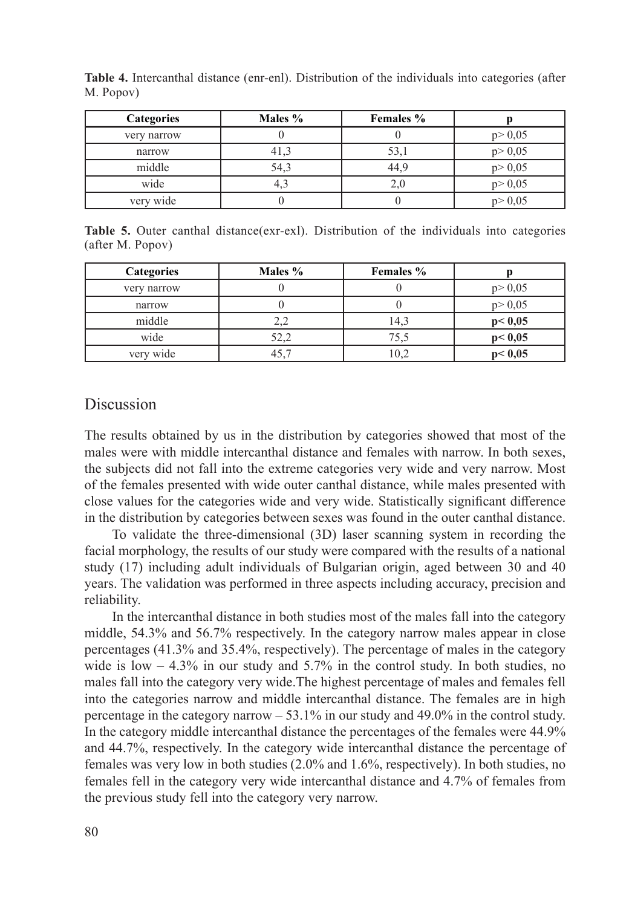**Table 4.** Intercanthal distance (enr-enl). Distribution of the individuals into categories (after M. Popov)

| Categories | Males % | Females % | p |
|---|---|---|---|
| very narrow | 0 | 0 | p> 0,05 |
| narrow | 41,3 | 53,1 | p> 0,05 |
| middle | 54,3 | 44,9 | p> 0,05 |
| wide | 4,3 | 2,0 | p> 0,05 |
| very wide | 0 | 0 | p> 0,05 |

**Table 5.** Outer canthal distance(exr-exl). Distribution of the individuals into categories (after M. Popov)

| Categories | Males % | Females % | p |
|---|---|---|---|
| very narrow | 0 | 0 | p> 0,05 |
| narrow | 0 | 0 | p> 0,05 |
| middle | 2,2 | 14,3 | **p< 0,05** |
| wide | 52,2 | 75,5 | **p< 0,05** |
| very wide | 45,7 | 10,2 | **p< 0,05** |

## Discussion

The results obtained by us in the distribution by categories showed that most of the males were with middle intercanthal distance and females with narrow. In both sexes, the subjects did not fall into the extreme categories very wide and very narrow. Most of the females presented with wide outer canthal distance, while males presented with close values for the categories wide and very wide. Statistically significant difference in the distribution by categories between sexes was found in the outer canthal distance.

To validate the three-dimensional (3D) laser scanning system in recording the facial morphology, the results of our study were compared with the results of a national study (17) including adult individuals of Bulgarian origin, aged between 30 and 40 years. The validation was performed in three aspects including accuracy, precision and reliability.

In the intercanthal distance in both studies most of the males fall into the category middle, 54.3% and 56.7% respectively. In the category narrow males appear in close percentages (41.3% and 35.4%, respectively). The percentage of males in the category wide is low – 4.3% in our study and 5.7% in the control study. In both studies, no males fall into the category very wide.The highest percentage of males and females fell into the categories narrow and middle intercanthal distance. The females are in high percentage in the category narrow – 53.1% in our study and 49.0% in the control study. In the category middle intercanthal distance the percentages of the females were 44.9% and 44.7%, respectively. In the category wide intercanthal distance the percentage of females was very low in both studies (2.0% and 1.6%, respectively). In both studies, no females fell in the category very wide intercanthal distance and 4.7% of females from the previous study fell into the category very narrow.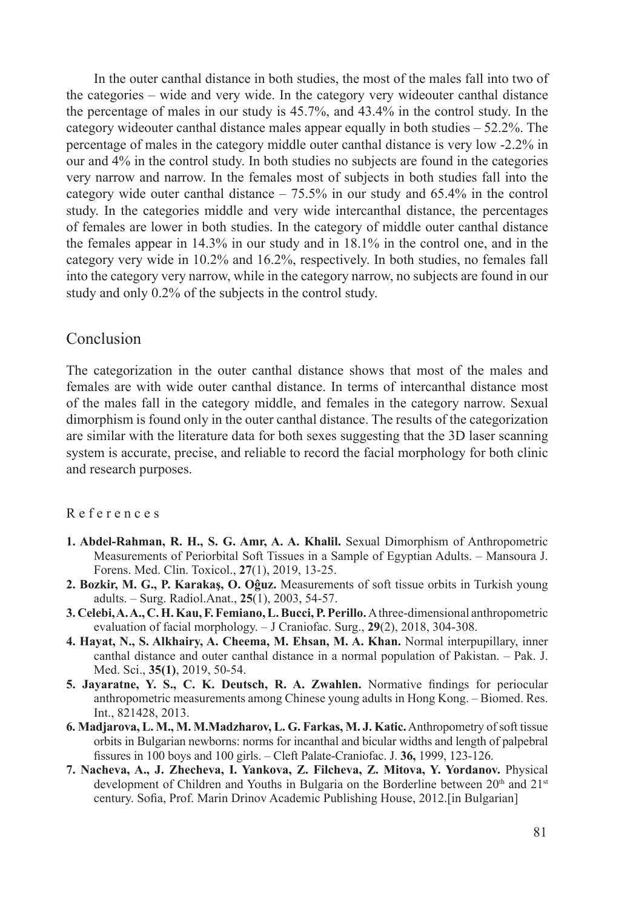In the outer canthal distance in both studies, the most of the males fall into two of the categories – wide and very wide. In the category very wideouter canthal distance the percentage of males in our study is 45.7%, and 43.4% in the control study. In the category wideouter canthal distance males appear equally in both studies – 52.2%. The percentage of males in the category middle outer canthal distance is very low -2.2% in our and 4% in the control study. In both studies no subjects are found in the categories very narrow and narrow. In the females most of subjects in both studies fall into the category wide outer canthal distance – 75.5% in our study and 65.4% in the control study. In the categories middle and very wide intercanthal distance, the percentages of females are lower in both studies. In the category of middle outer canthal distance the females appear in 14.3% in our study and in 18.1% in the control one, and in the category very wide in 10.2% and 16.2%, respectively. In both studies, no females fall into the category very narrow, while in the category narrow, no subjects are found in our study and only 0.2% of the subjects in the control study.

## Conclusion

The categorization in the outer canthal distance shows that most of the males and females are with wide outer canthal distance. In terms of intercanthal distance most of the males fall in the category middle, and females in the category narrow. Sexual dimorphism is found only in the outer canthal distance. The results of the categorization are similar with the literature data for both sexes suggesting that the 3D laser scanning system is accurate, precise, and reliable to record the facial morphology for both clinic and research purposes.

### References

1. **Abdel-Rahman, R. H., S. G. Amr, A. A. Khalil.** Sexual Dimorphism of Anthropometric Measurements of Periorbital Soft Tissues in a Sample of Egyptian Adults. – Mansoura J. Forens. Med. Clin. Toxicol., **27**(1), 2019, 13-25.
2. **Bozkir, M. G., P. Karakaş, O. Oĝuz.** Measurements of soft tissue orbits in Turkish young adults. – Surg. Radiol.Anat., **25**(1), 2003, 54-57.
3. **Celebi, A. A., C. H. Kau, F. Femiano, L. Bucci, P. Perillo.** A three-dimensional anthropometric evaluation of facial morphology. – J Craniofac. Surg., **29**(2), 2018, 304-308.
4. **Hayat, N., S. Alkhairy, A. Cheema, M. Ehsan, M. A. Khan.** Normal interpupillary, inner canthal distance and outer canthal distance in a normal population of Pakistan. – Pak. J. Med. Sci., **35(1)**, 2019, 50-54.
5. **Jayaratne, Y. S., C. K. Deutsch, R. A. Zwahlen.** Normative findings for periocular anthropometric measurements among Chinese young adults in Hong Kong. – Biomed. Res. Int., 821428, 2013.
6. **Madjarova, L. M., M. M.Madzharov, L. G. Farkas, M. J. Katic.** Anthropometry of soft tissue orbits in Bulgarian newborns: norms for incanthal and bicular widths and length of palpebral fissures in 100 boys and 100 girls. – Cleft Palate-Craniofac. J. **36,** 1999, 123-126.
7. **Nacheva, A., J. Zhecheva, I. Yankova, Z. Filcheva, Z. Mitova, Y. Yordanov.** Physical development of Children and Youths in Bulgaria on the Borderline between 20th and 21st century. Sofia, Prof. Marin Drinov Academic Publishing House, 2012.[in Bulgarian]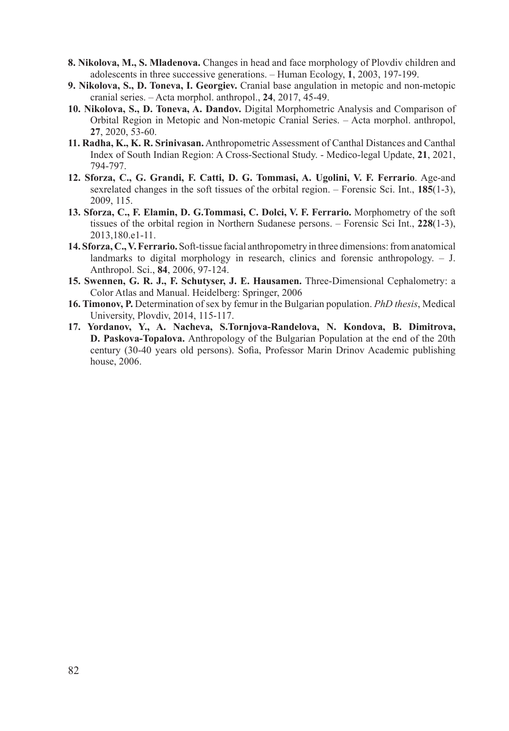**8. Nikolova, M., S. Mladenova.** Changes in head and face morphology of Plovdiv children and adolescents in three successive generations. – Human Ecology, **1**, 2003, 197-199.

**9. Nikolova, S., D. Toneva, I. Georgiev.** Cranial base angulation in metopic and non-metopic cranial series. – Acta morphol. anthropol., **24**, 2017, 45-49.

**10. Nikolova, S., D. Toneva, A. Dandov.** Digital Morphometric Analysis and Comparison of Orbital Region in Metopic and Non-metopic Cranial Series. – Acta morphol. anthropol, **27**, 2020, 53-60.

**11. Radha, K., K. R. Srinivasan.** Anthropometric Assessment of Canthal Distances and Canthal Index of South Indian Region: A Cross-Sectional Study. - Medico-legal Update, **21**, 2021, 794-797.

**12. Sforza, C., G. Grandi, F. Catti, D. G. Tommasi, A. Ugolini, V. F. Ferrario**. Age-and sexrelated changes in the soft tissues of the orbital region. – Forensic Sci. Int., **185**(1-3), 2009, 115.

**13. Sforza, C., F. Elamin, D. G.Tommasi, C. Dolci, V. F. Ferrario.** Morphometry of the soft tissues of the orbital region in Northern Sudanese persons. – Forensic Sci Int., **228**(1-3), 2013,180.e1-11.

**14. Sforza, C., V. Ferrario.** Soft-tissue facial anthropometry in three dimensions: from anatomical landmarks to digital morphology in research, clinics and forensic anthropology. – J. Anthropol. Sci., **84**, 2006, 97-124.

**15. Swennen, G. R. J., F. Schutyser, J. E. Hausamen.** Three-Dimensional Cephalometry: a Color Atlas and Manual. Heidelberg: Springer, 2006

**16. Timonov, P.** Determination of sex by femur in the Bulgarian population. *PhD thesis*, Medical University, Plovdiv, 2014, 115-117.

**17. Yordanov, Y., A. Nacheva, S.Tornjova-Randelova, N. Kondova, B. Dimitrova, D. Paskova-Topalova.** Anthropology of the Bulgarian Population at the end of the 20th century (30-40 years old persons). Sofia, Professor Marin Drinov Academic publishing house, 2006.